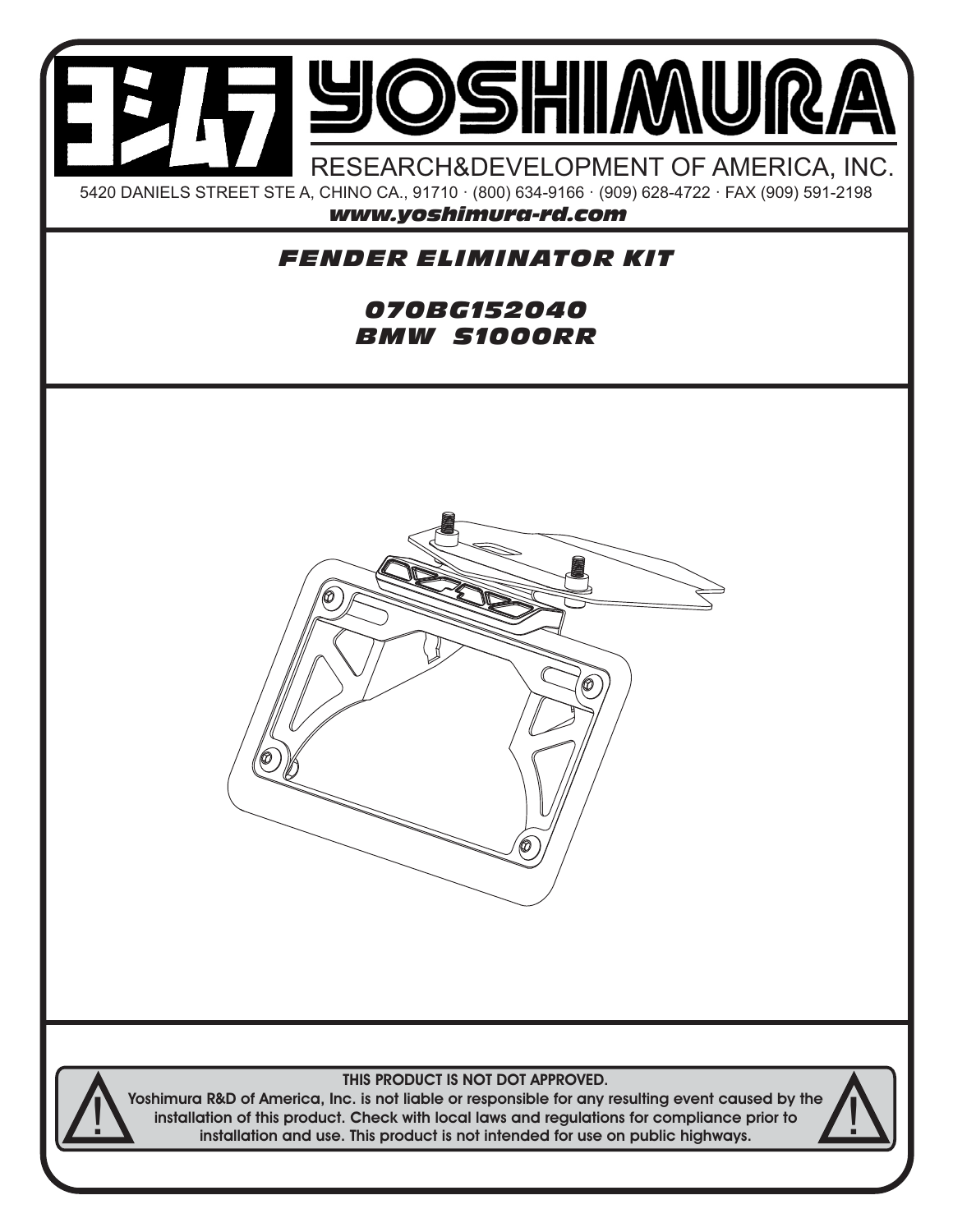# YOSHIMURA

RESEARCH&DEVELOPMENT OF AMERICA, INC.

5420 DANIELS STREET STE A, CHINO CA., 91710 · (800) 634-9166 · (909) 628-4722 · FAX (909) 591-2198

***www.yoshimura-rd.com***

## *FENDER ELIMINATOR KIT*

## *070BG152040*
## *BMW S1000RR*

**THIS PRODUCT IS NOT DOT APPROVED.**

**Yoshimura R&D of America, Inc. is not liable or responsible for any resulting event caused by the installation of this product. Check with local laws and regulations for compliance prior to installation and use. This product is not intended for use on public highways.**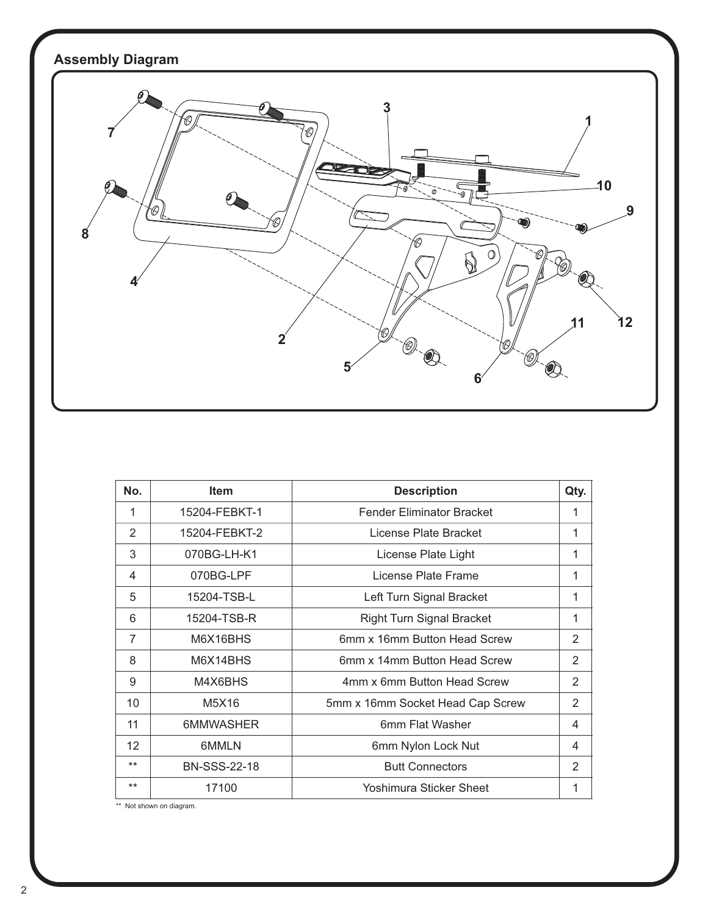## Assembly Diagram

| No. | Item | Description | Qty. |
|---|---|---|---|
| 1 | 15204-FEBKT-1 | Fender Eliminator Bracket | 1 |
| 2 | 15204-FEBKT-2 | License Plate Bracket | 1 |
| 3 | 070BG-LH-K1 | License Plate Light | 1 |
| 4 | 070BG-LPF | License Plate Frame | 1 |
| 5 | 15204-TSB-L | Left Turn Signal Bracket | 1 |
| 6 | 15204-TSB-R | Right Turn Signal Bracket | 1 |
| 7 | M6X16BHS | 6mm x 16mm Button Head Screw | 2 |
| 8 | M6X14BHS | 6mm x 14mm Button Head Screw | 2 |
| 9 | M4X6BHS | 4mm x 6mm Button Head Screw | 2 |
| 10 | M5X16 | 5mm x 16mm Socket Head Cap Screw | 2 |
| 11 | 6MMWASHER | 6mm Flat Washer | 4 |
| 12 | 6MMLN | 6mm Nylon Lock Nut | 4 |
| ** | BN-SSS-22-18 | Butt Connectors | 2 |
| ** | 17100 | Yoshimura Sticker Sheet | 1 |

** Not shown on diagram.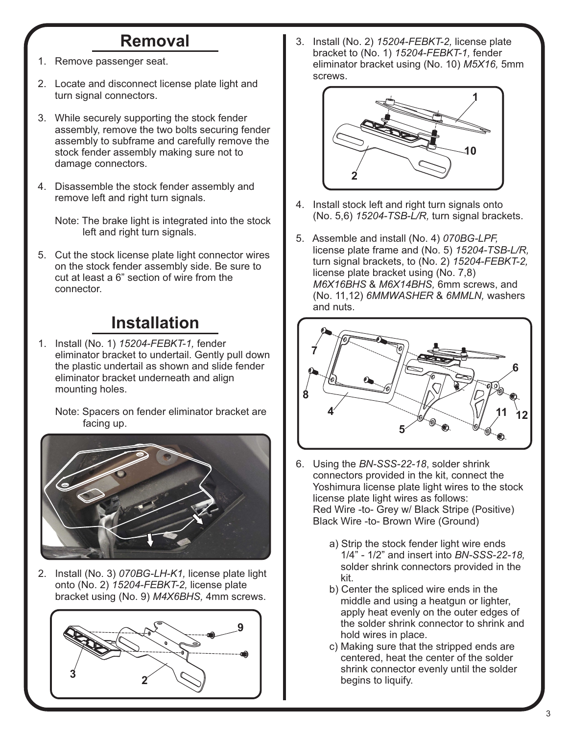## Removal

1. Remove passenger seat.

2. Locate and disconnect license plate light and turn signal connectors.

3. While securely supporting the stock fender assembly, remove the two bolts securing fender assembly to subframe and carefully remove the stock fender assembly making sure not to damage connectors.

4. Disassemble the stock fender assembly and remove left and right turn signals.

   Note: The brake light is integrated into the stock left and right turn signals.

5. Cut the stock license plate light connector wires on the stock fender assembly side. Be sure to cut at least a 6" section of wire from the connector.

## Installation

1. Install (No. 1) *15204-FEBKT-1,* fender eliminator bracket to undertail. Gently pull down the plastic undertail as shown and slide fender eliminator bracket underneath and align mounting holes.

   Note: Spacers on fender eliminator bracket are facing up.

2. Install (No. 3) *070BG-LH-K1,* license plate light onto (No. 2) *15204-FEBKT-2,* license plate bracket using (No. 9) *M4X6BHS,* 4mm screws.

3. Install (No. 2) *15204-FEBKT-2,* license plate bracket to (No. 1) *15204-FEBKT-1,* fender eliminator bracket using (No. 10) *M5X16,* 5mm screws.

4. Install stock left and right turn signals onto (No. 5,6) *15204-TSB-L/R,* turn signal brackets.

5. Assemble and install (No. 4) *070BG-LPF,* license plate frame and (No. 5) *15204-TSB-L/R,* turn signal brackets, to (No. 2) *15204-FEBKT-2,* license plate bracket using (No. 7,8) *M6X16BHS* & *M6X14BHS,* 6mm screws, and (No. 11,12) *6MMWASHER* & *6MMLN,* washers and nuts.

6. Using the *BN-SSS-22-18*, solder shrink connectors provided in the kit, connect the Yoshimura license plate light wires to the stock license plate light wires as follows:
   Red Wire -to- Grey w/ Black Stripe (Positive)
   Black Wire -to- Brown Wire (Ground)

   a) Strip the stock fender light wire ends 1/4" - 1/2" and insert into *BN-SSS-22-18,* solder shrink connectors provided in the kit.
   b) Center the spliced wire ends in the middle and using a heatgun or lighter, apply heat evenly on the outer edges of the solder shrink connector to shrink and hold wires in place.
   c) Making sure that the stripped ends are centered, heat the center of the solder shrink connector evenly until the solder begins to liquify.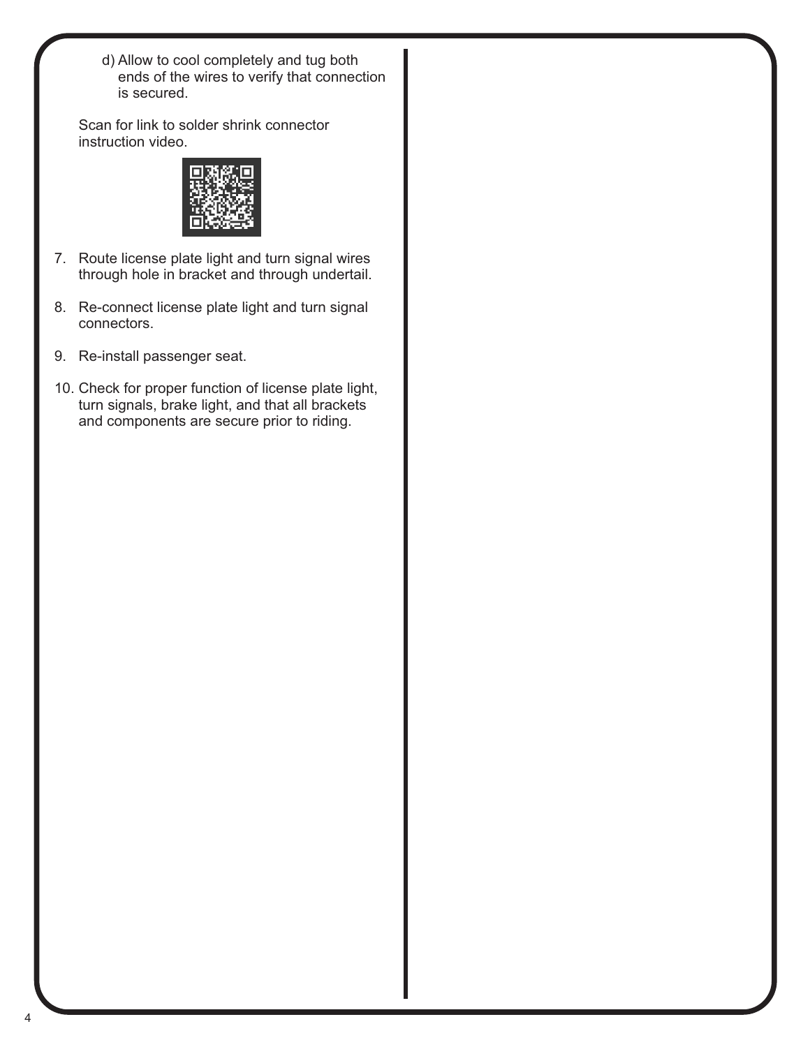d) Allow to cool completely and tug both ends of the wires to verify that connection is secured.

Scan for link to solder shrink connector instruction video.

7. Route license plate light and turn signal wires through hole in bracket and through undertail.

8. Re-connect license plate light and turn signal connectors.

9. Re-install passenger seat.

10. Check for proper function of license plate light, turn signals, brake light, and that all brackets and components are secure prior to riding.